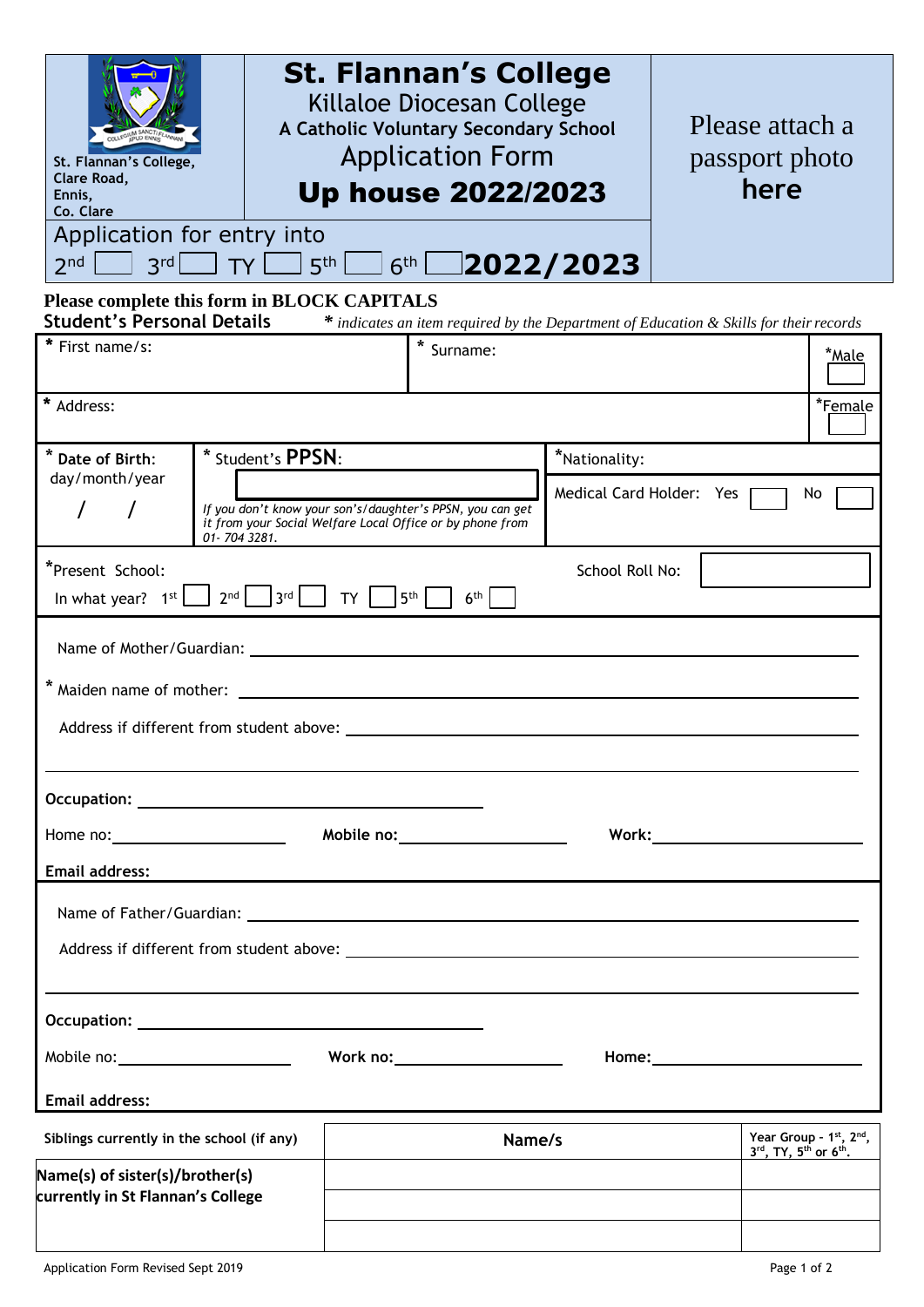St. Flannan's College,
Clare Road,
Ennis,
Co. Clare

# St. Flannan's College

Killaloe Diocesan College

**A Catholic Voluntary Secondary School**

Application Form

**Up house 2022/2023**

Please attach a passport photo **here**

Application for entry into

2nd ☐ 3rd ☐ TY ☐ 5th ☐ 6th ☐ **2022/2023**

**Please complete this form in BLOCK CAPITALS**

**Student's Personal Details** *\* indicates an item required by the Department of Education & Skills for their records*

| * First name/s: | * Surname: | *Male ☐ |
|---|---|---|
| * Address: | | *Female ☐ |

| * Date of Birth: day/month/year<br>/ / | * Student's **PPSN**: ☐<br>*If you don't know your son's/daughter's PPSN, you can get it from your Social Welfare Local Office or by phone from 01- 704 3281.* | *Nationality:<br>Medical Card Holder: Yes ☐ No ☐ |
|---|---|---|

*Present School: School Roll No: ☐

In what year? 1st ☐ 2nd ☐ 3rd ☐ TY ☐ 5th ☐ 6th ☐

Name of Mother/Guardian: ____________________

\* Maiden name of mother: ____________________

Address if different from student above: ____________________

____________________

**Occupation:** ____________________

Home no: __________ **Mobile no:** __________ **Work:** __________

**Email address:**

Name of Father/Guardian: ____________________

Address if different from student above: ____________________

____________________

**Occupation:** ____________________

Mobile no: __________ **Work no:** __________ **Home:** __________

**Email address:**

| Siblings currently in the school (if any) | Name/s | Year Group - 1st, 2nd, 3rd, TY, 5th or 6th. |
|---|---|---|
| **Name(s) of sister(s)/brother(s) currently in St Flannan's College** | | |
| | | |
| | | |

Application Form Revised Sept 2019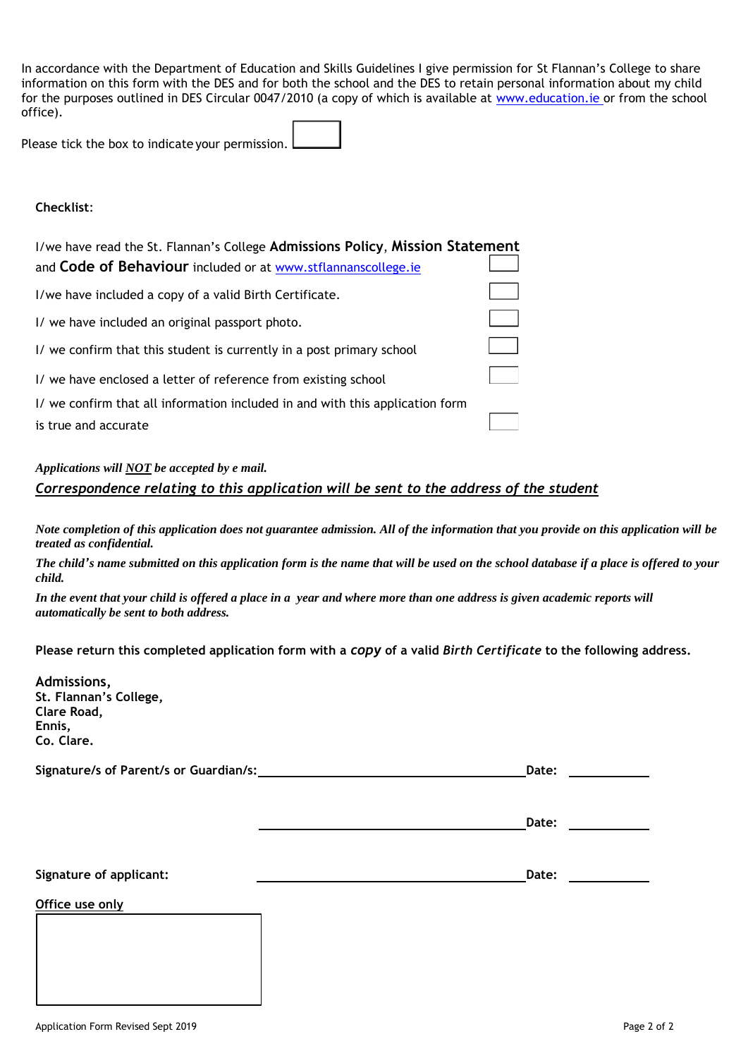In accordance with the Department of Education and Skills Guidelines I give permission for St Flannan's College to share information on this form with the DES and for both the school and the DES to retain personal information about my child for the purposes outlined in DES Circular 0047/2010 (a copy of which is available at www.education.ie or from the school office).

Please tick the box to indicate your permission. ☐

**Checklist**:

| | |
|---|---|
| I/we have read the St. Flannan's College **Admissions Policy**, **Mission Statement** and **Code of Behaviour** included or at www.stflannanscollege.ie | ☐ |
| I/we have included a copy of a valid Birth Certificate. | ☐ |
| I/ we have included an original passport photo. | ☐ |
| I/ we confirm that this student is currently in a post primary school | ☐ |
| I/ we have enclosed a letter of reference from existing school | ☐ |
| I/ we confirm that all information included in and with this application form is true and accurate | ☐ |

***Applications will NOT be accepted by e mail.***

***Correspondence relating to this application will be sent to the address of the student***

***Note completion of this application does not guarantee admission. All of the information that you provide on this application will be treated as confidential.***

***The child's name submitted on this application form is the name that will be used on the school database if a place is offered to your child.***

***In the event that your child is offered a place in a year and where more than one address is given academic reports will automatically be sent to both address.***

**Please return this completed application form with a *copy* of a valid *Birth Certificate* to the following address.**

**Admissions,**
**St. Flannan's College,**
**Clare Road,**
**Ennis,**
**Co. Clare.**

**Signature/s of Parent/s or Guardian/s:** ______________________ **Date:** __________

______________________ **Date:** __________

**Signature of applicant:** ______________________ **Date:** __________

**Office use only**

Application Form Revised Sept 2019